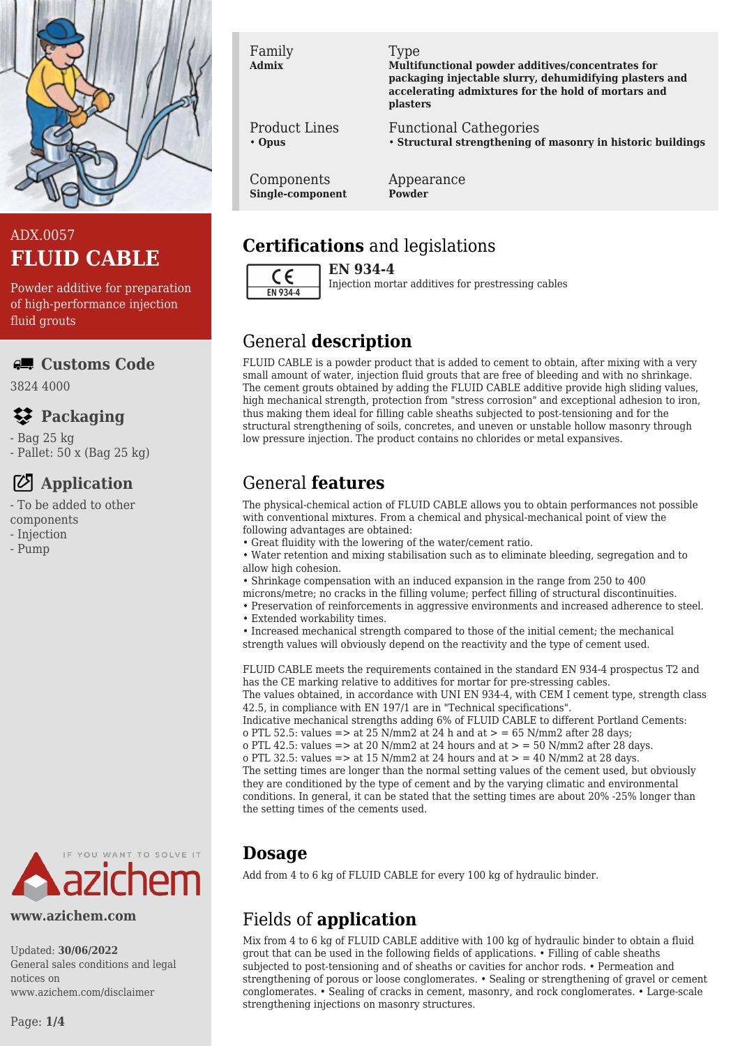ADX.0057

# FLUID CABLE

Powder additive for preparation of high-performance injection fluid grouts

## Customs Code

3824 4000

## Packaging

- Bag 25 kg
- Pallet: 50 x (Bag 25 kg)

## Application

- To be added to other components
- Injection
- Pump

www.azichem.com

Updated: **30/06/2022**
General sales conditions and legal notices on www.azichem.com/disclaimer

| Family | Type |
|---|---|
| **Admix** | **Multifunctional powder additives/concentrates for packaging injectable slurry, dehumidifying plasters and accelerating admixtures for the hold of mortars and plasters** |
| Product Lines | Functional Cathegories |
| • **Opus** | • **Structural strengthening of masonry in historic buildings** |
| Components | Appearance |
| **Single-component** | **Powder** |

## Certifications and legislations

CE EN 934-4

**EN 934-4**
Injection mortar additives for prestressing cables

## General description

FLUID CABLE is a powder product that is added to cement to obtain, after mixing with a very small amount of water, injection fluid grouts that are free of bleeding and with no shrinkage. The cement grouts obtained by adding the FLUID CABLE additive provide high sliding values, high mechanical strength, protection from "stress corrosion" and exceptional adhesion to iron, thus making them ideal for filling cable sheaths subjected to post-tensioning and for the structural strengthening of soils, concretes, and uneven or unstable hollow masonry through low pressure injection. The product contains no chlorides or metal expansives.

## General features

The physical-chemical action of FLUID CABLE allows you to obtain performances not possible with conventional mixtures. From a chemical and physical-mechanical point of view the following advantages are obtained:

• Great fluidity with the lowering of the water/cement ratio.
• Water retention and mixing stabilisation such as to eliminate bleeding, segregation and to allow high cohesion.
• Shrinkage compensation with an induced expansion in the range from 250 to 400 microns/metre; no cracks in the filling volume; perfect filling of structural discontinuities.
• Preservation of reinforcements in aggressive environments and increased adherence to steel.
• Extended workability times.
• Increased mechanical strength compared to those of the initial cement; the mechanical strength values will obviously depend on the reactivity and the type of cement used.

FLUID CABLE meets the requirements contained in the standard EN 934-4 prospectus T2 and has the CE marking relative to additives for mortar for pre-stressing cables.
The values obtained, in accordance with UNI EN 934-4, with CEM I cement type, strength class 42.5, in compliance with EN 197/1 are in "Technical specifications".
Indicative mechanical strengths adding 6% of FLUID CABLE to different Portland Cements:
o PTL 52.5: values => at 25 N/mm2 at 24 h and at > = 65 N/mm2 after 28 days;
o PTL 42.5: values => at 20 N/mm2 at 24 hours and at > = 50 N/mm2 after 28 days.
o PTL 32.5: values => at 15 N/mm2 at 24 hours and at > = 40 N/mm2 at 28 days.
The setting times are longer than the normal setting values of the cement used, but obviously they are conditioned by the type of cement and by the varying climatic and environmental conditions. In general, it can be stated that the setting times are about 20% -25% longer than the setting times of the cements used.

## Dosage

Add from 4 to 6 kg of FLUID CABLE for every 100 kg of hydraulic binder.

## Fields of application

Mix from 4 to 6 kg of FLUID CABLE additive with 100 kg of hydraulic binder to obtain a fluid grout that can be used in the following fields of applications. • Filling of cable sheaths subjected to post-tensioning and of sheaths or cavities for anchor rods. • Permeation and strengthening of porous or loose conglomerates. • Sealing or strengthening of gravel or cement conglomerates. • Sealing of cracks in cement, masonry, and rock conglomerates. • Large-scale strengthening injections on masonry structures.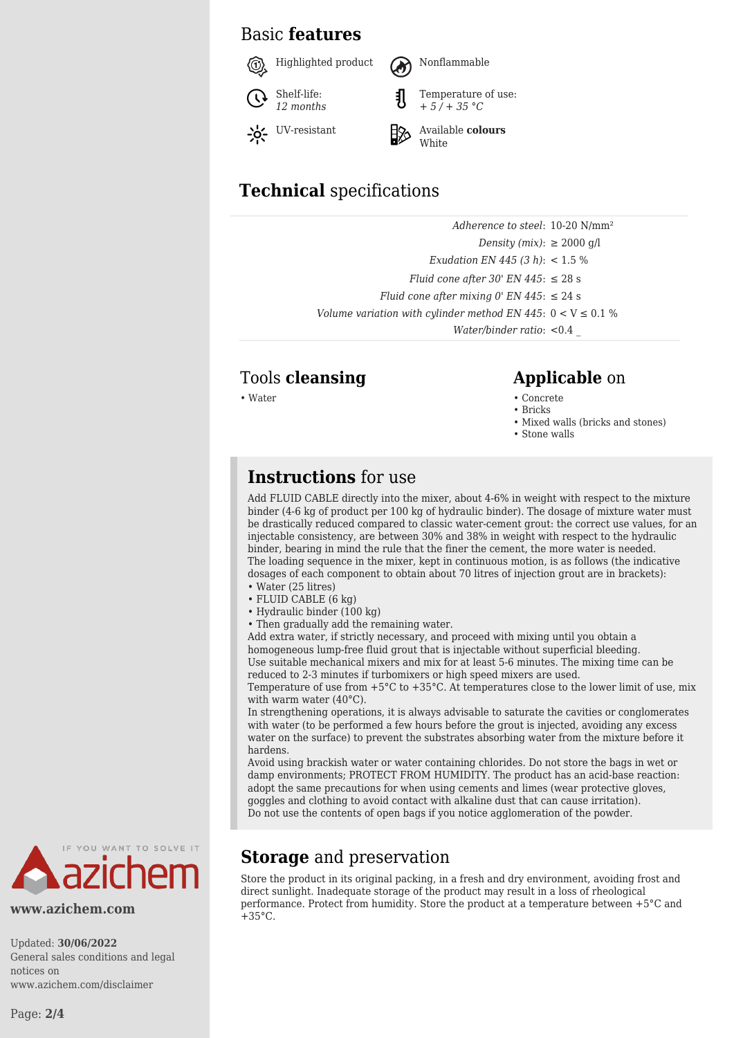## Basic **features**

- Highlighted product
- Nonflammable
- Shelf-life: *12 months*
- Temperature of use: *+ 5 / + 35 °C*
- UV-resistant
- Available **colours** White

## **Technical** specifications

| | |
|---|---|
| *Adherence to steel*: | 10-20 N/mm² |
| *Density (mix)*: | ≥ 2000 g/l |
| *Exudation EN 445 (3 h)*: | < 1.5 % |
| *Fluid cone after 30' EN 445*: | ≤ 28 s |
| *Fluid cone after mixing 0' EN 445*: | ≤ 24 s |
| *Volume variation with cylinder method EN 445*: | 0 < V ≤ 0.1 % |
| *Water/binder ratio*: | <0.4 _ |

## Tools **cleansing**

- Water

## **Applicable** on

- Concrete
- Bricks
- Mixed walls (bricks and stones)
- Stone walls

## **Instructions** for use

Add FLUID CABLE directly into the mixer, about 4-6% in weight with respect to the mixture binder (4-6 kg of product per 100 kg of hydraulic binder). The dosage of mixture water must be drastically reduced compared to classic water-cement grout: the correct use values, for an injectable consistency, are between 30% and 38% in weight with respect to the hydraulic binder, bearing in mind the rule that the finer the cement, the more water is needed.
The loading sequence in the mixer, kept in continuous motion, is as follows (the indicative dosages of each component to obtain about 70 litres of injection grout are in brackets):

- Water (25 litres)
- FLUID CABLE (6 kg)
- Hydraulic binder (100 kg)
- Then gradually add the remaining water.

Add extra water, if strictly necessary, and proceed with mixing until you obtain a homogeneous lump-free fluid grout that is injectable without superficial bleeding.
Use suitable mechanical mixers and mix for at least 5-6 minutes. The mixing time can be reduced to 2-3 minutes if turbomixers or high speed mixers are used.
Temperature of use from +5°C to +35°C. At temperatures close to the lower limit of use, mix with warm water (40°C).
In strengthening operations, it is always advisable to saturate the cavities or conglomerates with water (to be performed a few hours before the grout is injected, avoiding any excess water on the surface) to prevent the substrates absorbing water from the mixture before it hardens.
Avoid using brackish water or water containing chlorides. Do not store the bags in wet or damp environments; PROTECT FROM HUMIDITY. The product has an acid-base reaction: adopt the same precautions for when using cements and limes (wear protective gloves, goggles and clothing to avoid contact with alkaline dust that can cause irritation).
Do not use the contents of open bags if you notice agglomeration of the powder.

## **Storage** and preservation

Store the product in its original packing, in a fresh and dry environment, avoiding frost and direct sunlight. Inadequate storage of the product may result in a loss of rheological performance. Protect from humidity. Store the product at a temperature between +5°C and +35°C.

IF YOU WANT TO SOLVE IT azichem

**www.azichem.com**

Updated: **30/06/2022**
General sales conditions and legal notices on www.azichem.com/disclaimer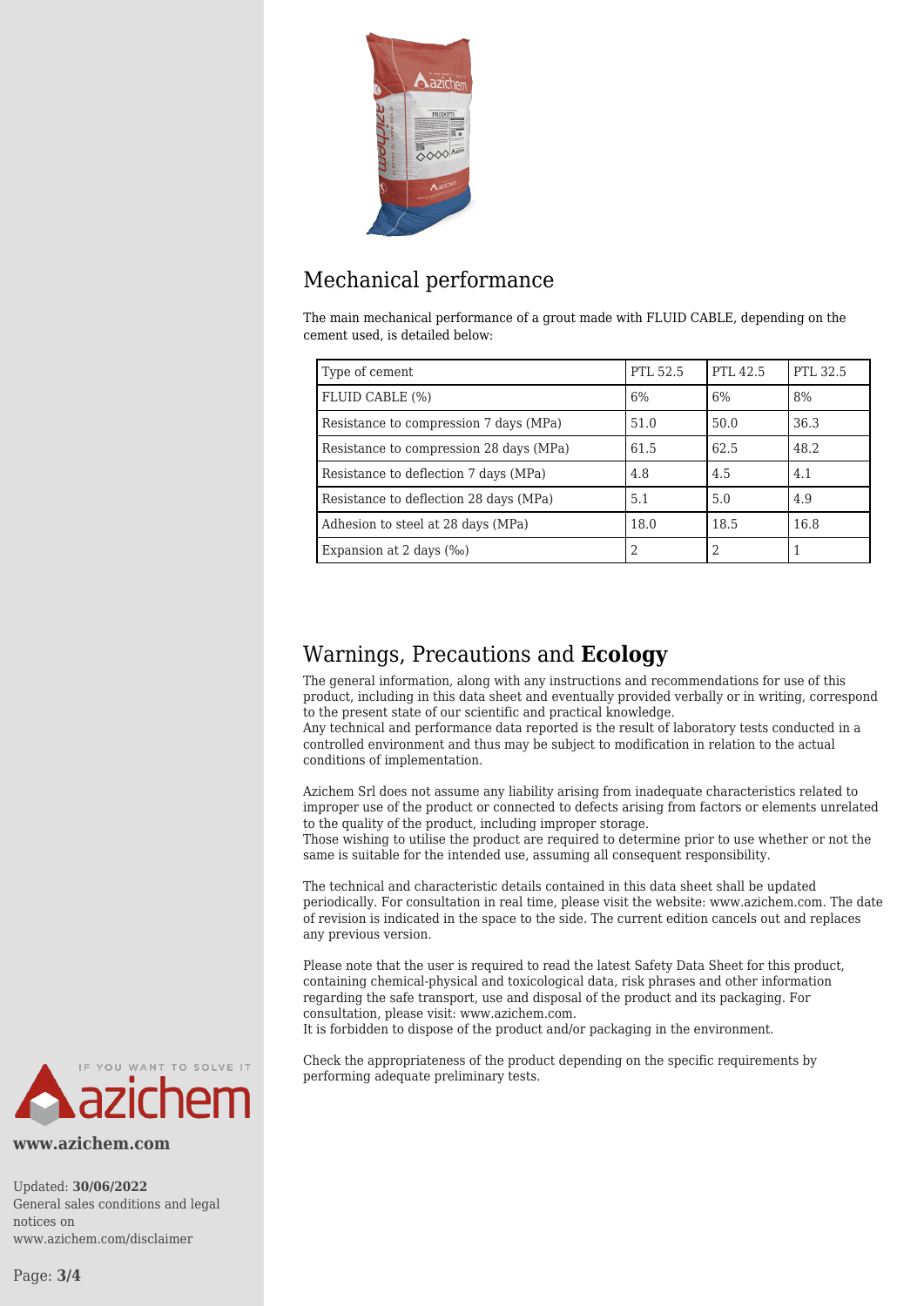## Mechanical performance

The main mechanical performance of a grout made with FLUID CABLE, depending on the cement used, is detailed below:

| Type of cement | PTL 52.5 | PTL 42.5 | PTL 32.5 |
|---|---|---|---|
| FLUID CABLE (%) | 6% | 6% | 8% |
| Resistance to compression 7 days (MPa) | 51.0 | 50.0 | 36.3 |
| Resistance to compression 28 days (MPa) | 61.5 | 62.5 | 48.2 |
| Resistance to deflection 7 days (MPa) | 4.8 | 4.5 | 4.1 |
| Resistance to deflection 28 days (MPa) | 5.1 | 5.0 | 4.9 |
| Adhesion to steel at 28 days (MPa) | 18.0 | 18.5 | 16.8 |
| Expansion at 2 days (‰) | 2 | 2 | 1 |

## Warnings, Precautions and **Ecology**

The general information, along with any instructions and recommendations for use of this product, including in this data sheet and eventually provided verbally or in writing, correspond to the present state of our scientific and practical knowledge.
Any technical and performance data reported is the result of laboratory tests conducted in a controlled environment and thus may be subject to modification in relation to the actual conditions of implementation.

Azichem Srl does not assume any liability arising from inadequate characteristics related to improper use of the product or connected to defects arising from factors or elements unrelated to the quality of the product, including improper storage.
Those wishing to utilise the product are required to determine prior to use whether or not the same is suitable for the intended use, assuming all consequent responsibility.

The technical and characteristic details contained in this data sheet shall be updated periodically. For consultation in real time, please visit the website: www.azichem.com. The date of revision is indicated in the space to the side. The current edition cancels out and replaces any previous version.

Please note that the user is required to read the latest Safety Data Sheet for this product, containing chemical-physical and toxicological data, risk phrases and other information regarding the safe transport, use and disposal of the product and its packaging. For consultation, please visit: www.azichem.com.
It is forbidden to dispose of the product and/or packaging in the environment.

Check the appropriateness of the product depending on the specific requirements by performing adequate preliminary tests.

**www.azichem.com**

Updated: **30/06/2022**
General sales conditions and legal notices on www.azichem.com/disclaimer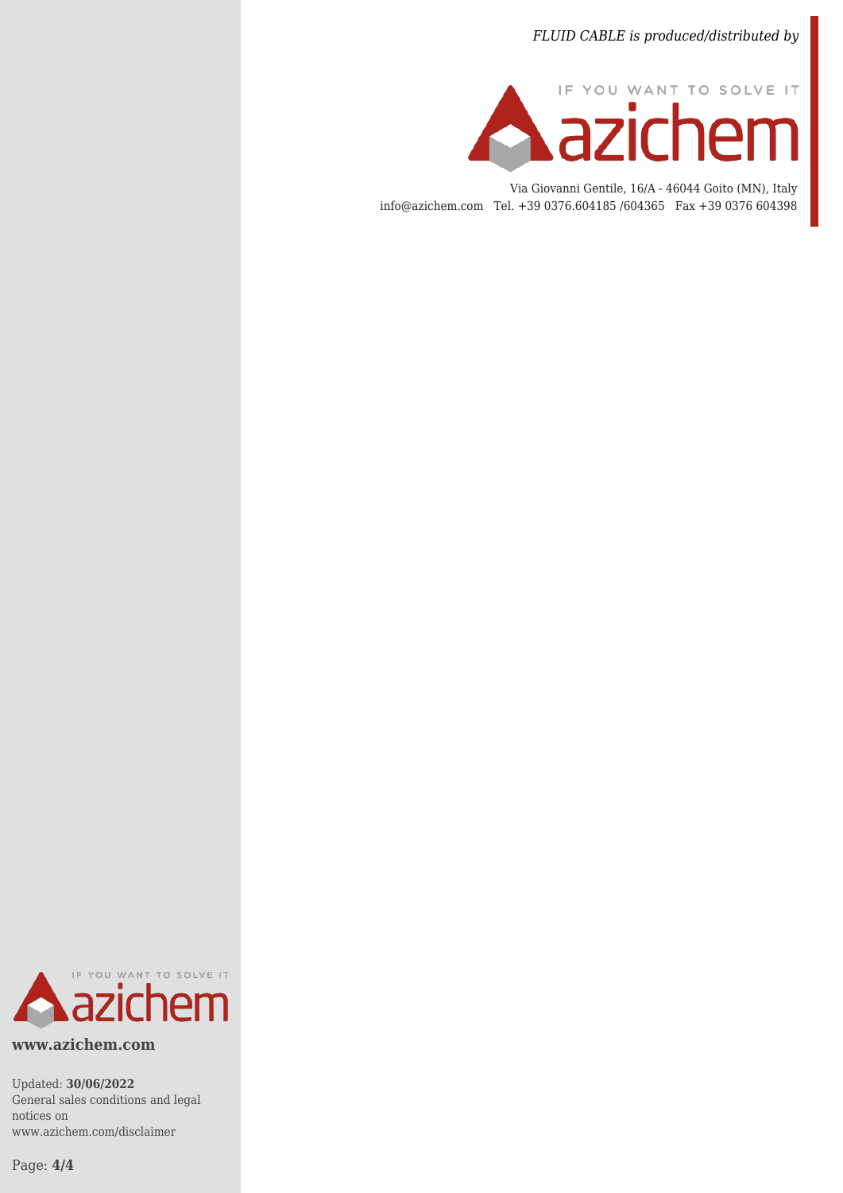*FLUID CABLE is produced/distributed by*

IF YOU WANT TO SOLVE IT

azichem

Via Giovanni Gentile, 16/A - 46044 Goito (MN), Italy
info@azichem.com Tel. +39 0376.604185 /604365 Fax +39 0376 604398

IF YOU WANT TO SOLVE IT

azichem

**www.azichem.com**

Updated: **30/06/2022**
General sales conditions and legal notices on www.azichem.com/disclaimer